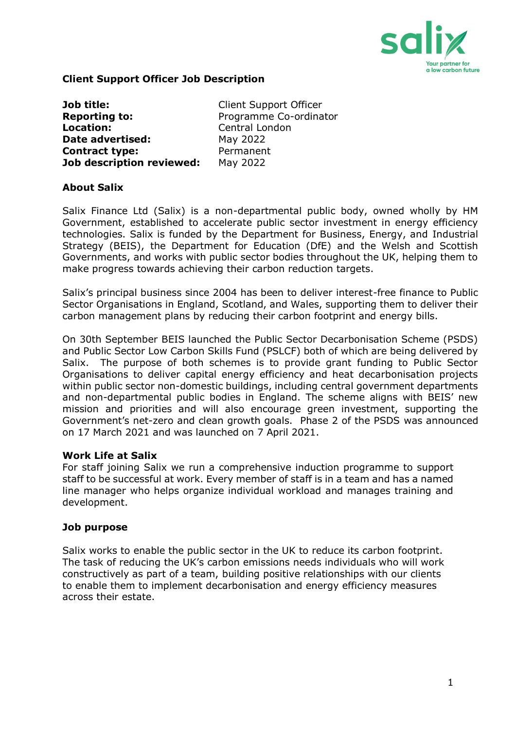# Client Support Officer Job Description

**Job title:** Client Support Officer
**Reporting to:** Programme Co-ordinator
**Location:** Central London
**Date advertised:** May 2022
**Contract type:** Permanent
**Job description reviewed:** May 2022

## About Salix

Salix Finance Ltd (Salix) is a non-departmental public body, owned wholly by HM Government, established to accelerate public sector investment in energy efficiency technologies. Salix is funded by the Department for Business, Energy, and Industrial Strategy (BEIS), the Department for Education (DfE) and the Welsh and Scottish Governments, and works with public sector bodies throughout the UK, helping them to make progress towards achieving their carbon reduction targets.

Salix's principal business since 2004 has been to deliver interest-free finance to Public Sector Organisations in England, Scotland, and Wales, supporting them to deliver their carbon management plans by reducing their carbon footprint and energy bills.

On 30th September BEIS launched the Public Sector Decarbonisation Scheme (PSDS) and Public Sector Low Carbon Skills Fund (PSLCF) both of which are being delivered by Salix. The purpose of both schemes is to provide grant funding to Public Sector Organisations to deliver capital energy efficiency and heat decarbonisation projects within public sector non-domestic buildings, including central government departments and non-departmental public bodies in England. The scheme aligns with BEIS' new mission and priorities and will also encourage green investment, supporting the Government's net-zero and clean growth goals. Phase 2 of the PSDS was announced on 17 March 2021 and was launched on 7 April 2021.

## Work Life at Salix

For staff joining Salix we run a comprehensive induction programme to support staff to be successful at work. Every member of staff is in a team and has a named line manager who helps organize individual workload and manages training and development.

## Job purpose

Salix works to enable the public sector in the UK to reduce its carbon footprint. The task of reducing the UK's carbon emissions needs individuals who will work constructively as part of a team, building positive relationships with our clients to enable them to implement decarbonisation and energy efficiency measures across their estate.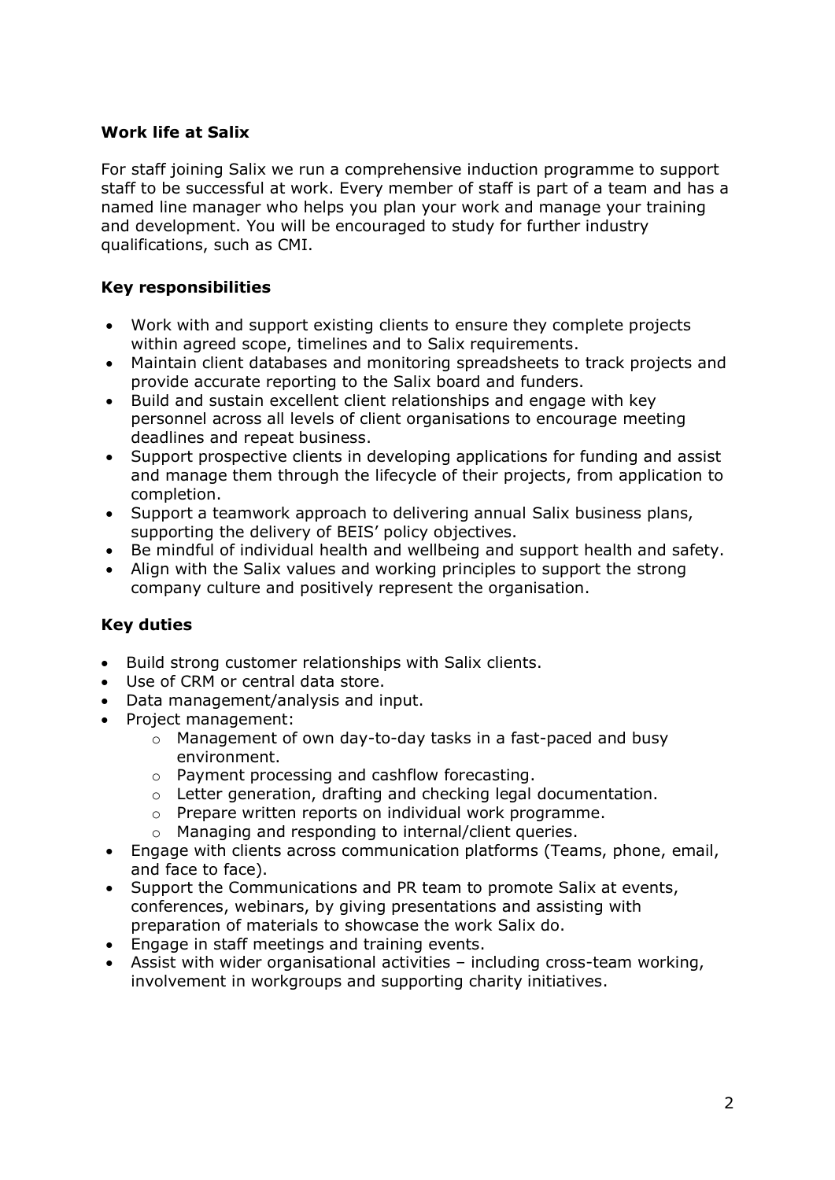**Work life at Salix**

For staff joining Salix we run a comprehensive induction programme to support staff to be successful at work. Every member of staff is part of a team and has a named line manager who helps you plan your work and manage your training and development. You will be encouraged to study for further industry qualifications, such as CMI.

**Key responsibilities**

- Work with and support existing clients to ensure they complete projects within agreed scope, timelines and to Salix requirements.
- Maintain client databases and monitoring spreadsheets to track projects and provide accurate reporting to the Salix board and funders.
- Build and sustain excellent client relationships and engage with key personnel across all levels of client organisations to encourage meeting deadlines and repeat business.
- Support prospective clients in developing applications for funding and assist and manage them through the lifecycle of their projects, from application to completion.
- Support a teamwork approach to delivering annual Salix business plans, supporting the delivery of BEIS' policy objectives.
- Be mindful of individual health and wellbeing and support health and safety.
- Align with the Salix values and working principles to support the strong company culture and positively represent the organisation.

**Key duties**

- Build strong customer relationships with Salix clients.
- Use of CRM or central data store.
- Data management/analysis and input.
- Project management:
  - Management of own day-to-day tasks in a fast-paced and busy environment.
  - Payment processing and cashflow forecasting.
  - Letter generation, drafting and checking legal documentation.
  - Prepare written reports on individual work programme.
  - Managing and responding to internal/client queries.
- Engage with clients across communication platforms (Teams, phone, email, and face to face).
- Support the Communications and PR team to promote Salix at events, conferences, webinars, by giving presentations and assisting with preparation of materials to showcase the work Salix do.
- Engage in staff meetings and training events.
- Assist with wider organisational activities – including cross-team working, involvement in workgroups and supporting charity initiatives.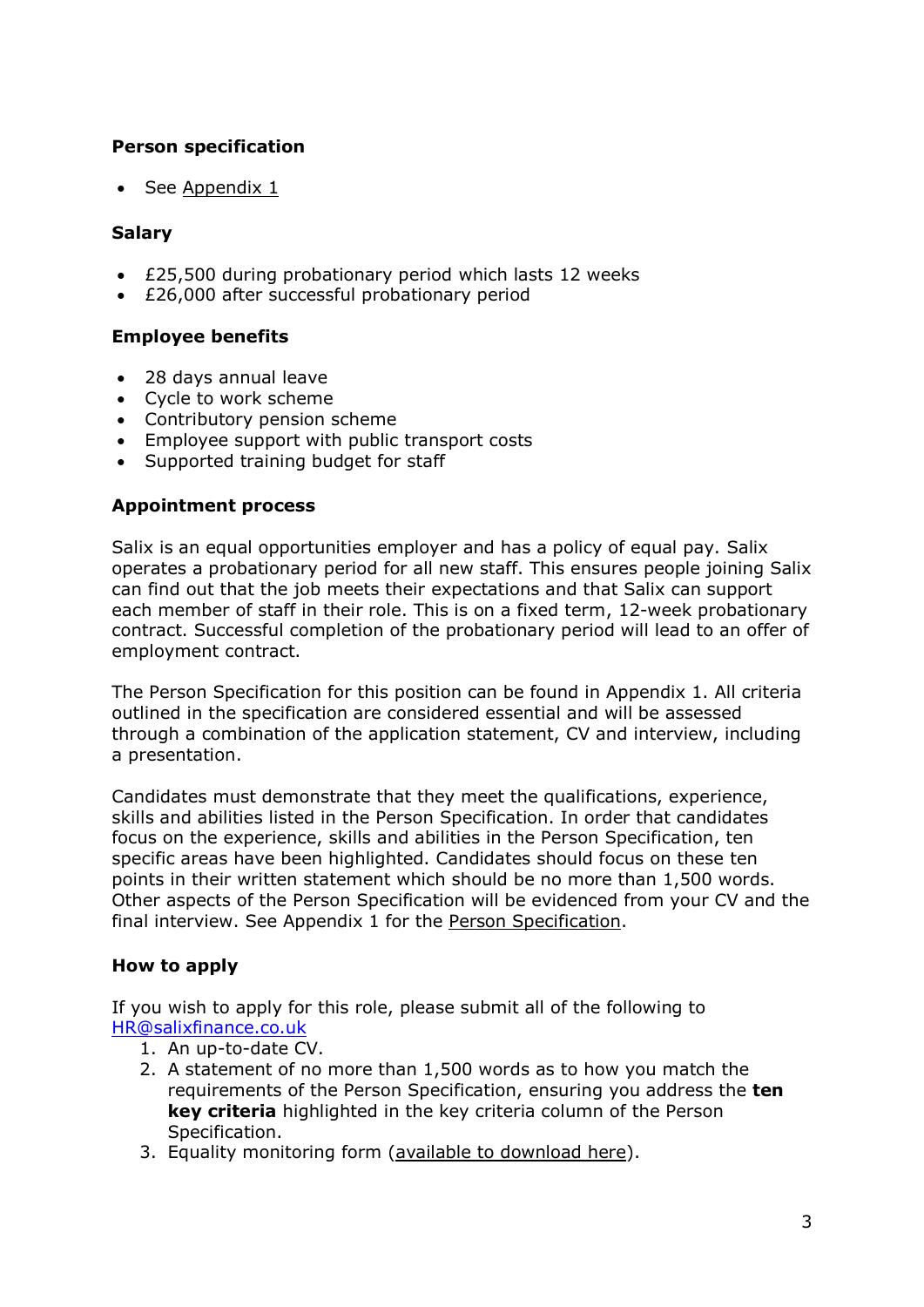**Person specification**

- See Appendix 1

**Salary**

- £25,500 during probationary period which lasts 12 weeks
- £26,000 after successful probationary period

**Employee benefits**

- 28 days annual leave
- Cycle to work scheme
- Contributory pension scheme
- Employee support with public transport costs
- Supported training budget for staff

**Appointment process**

Salix is an equal opportunities employer and has a policy of equal pay. Salix operates a probationary period for all new staff. This ensures people joining Salix can find out that the job meets their expectations and that Salix can support each member of staff in their role. This is on a fixed term, 12-week probationary contract. Successful completion of the probationary period will lead to an offer of employment contract.

The Person Specification for this position can be found in Appendix 1. All criteria outlined in the specification are considered essential and will be assessed through a combination of the application statement, CV and interview, including a presentation.

Candidates must demonstrate that they meet the qualifications, experience, skills and abilities listed in the Person Specification. In order that candidates focus on the experience, skills and abilities in the Person Specification, ten specific areas have been highlighted. Candidates should focus on these ten points in their written statement which should be no more than 1,500 words. Other aspects of the Person Specification will be evidenced from your CV and the final interview. See Appendix 1 for the Person Specification.

**How to apply**

If you wish to apply for this role, please submit all of the following to HR@salixfinance.co.uk

1. An up-to-date CV.
2. A statement of no more than 1,500 words as to how you match the requirements of the Person Specification, ensuring you address the **ten key criteria** highlighted in the key criteria column of the Person Specification.
3. Equality monitoring form (available to download here).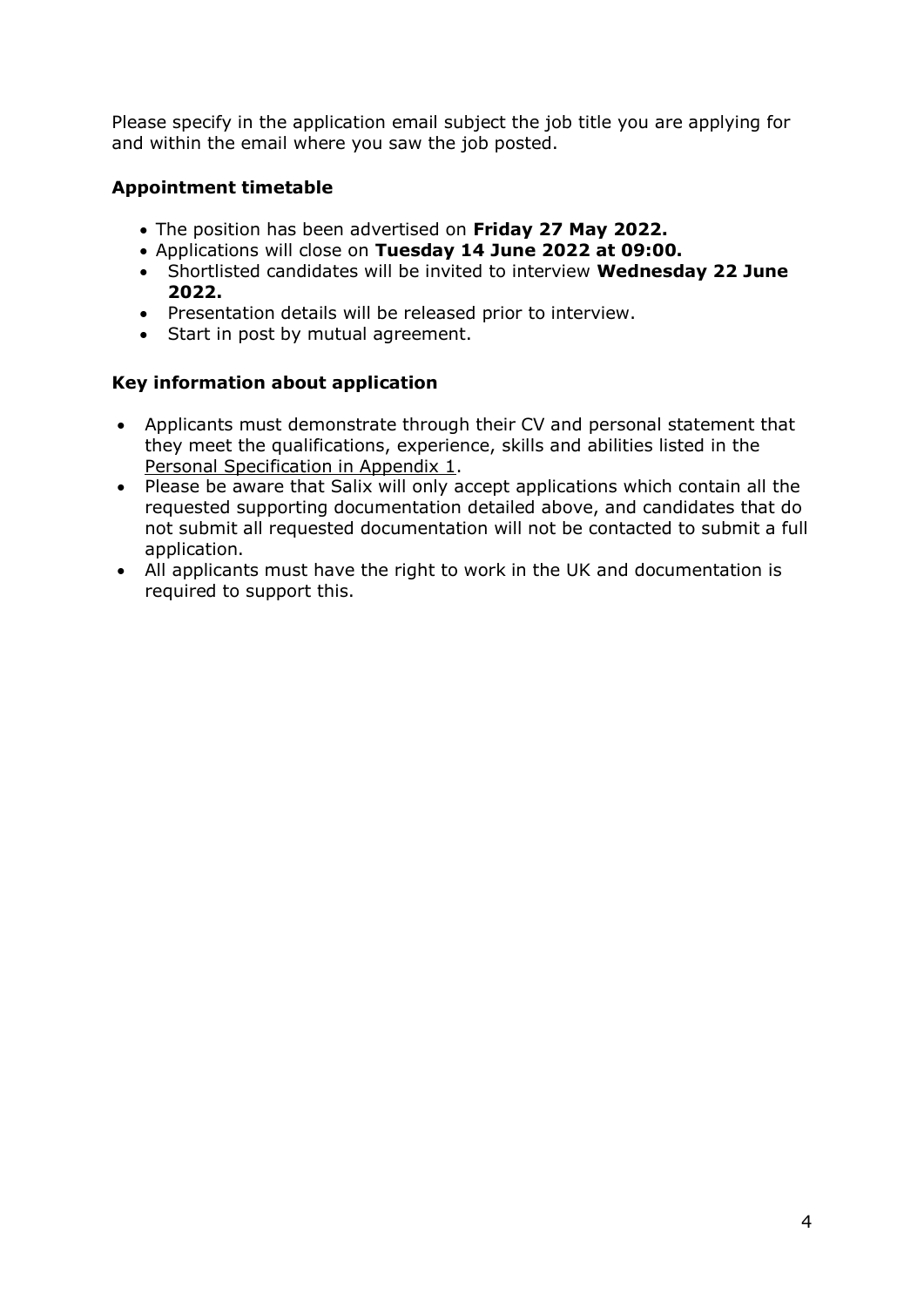Please specify in the application email subject the job title you are applying for and within the email where you saw the job posted.

### Appointment timetable

- The position has been advertised on **Friday 27 May 2022.**
- Applications will close on **Tuesday 14 June 2022 at 09:00.**
- Shortlisted candidates will be invited to interview **Wednesday 22 June 2022.**
- Presentation details will be released prior to interview.
- Start in post by mutual agreement.

### Key information about application

- Applicants must demonstrate through their CV and personal statement that they meet the qualifications, experience, skills and abilities listed in the Personal Specification in Appendix 1.
- Please be aware that Salix will only accept applications which contain all the requested supporting documentation detailed above, and candidates that do not submit all requested documentation will not be contacted to submit a full application.
- All applicants must have the right to work in the UK and documentation is required to support this.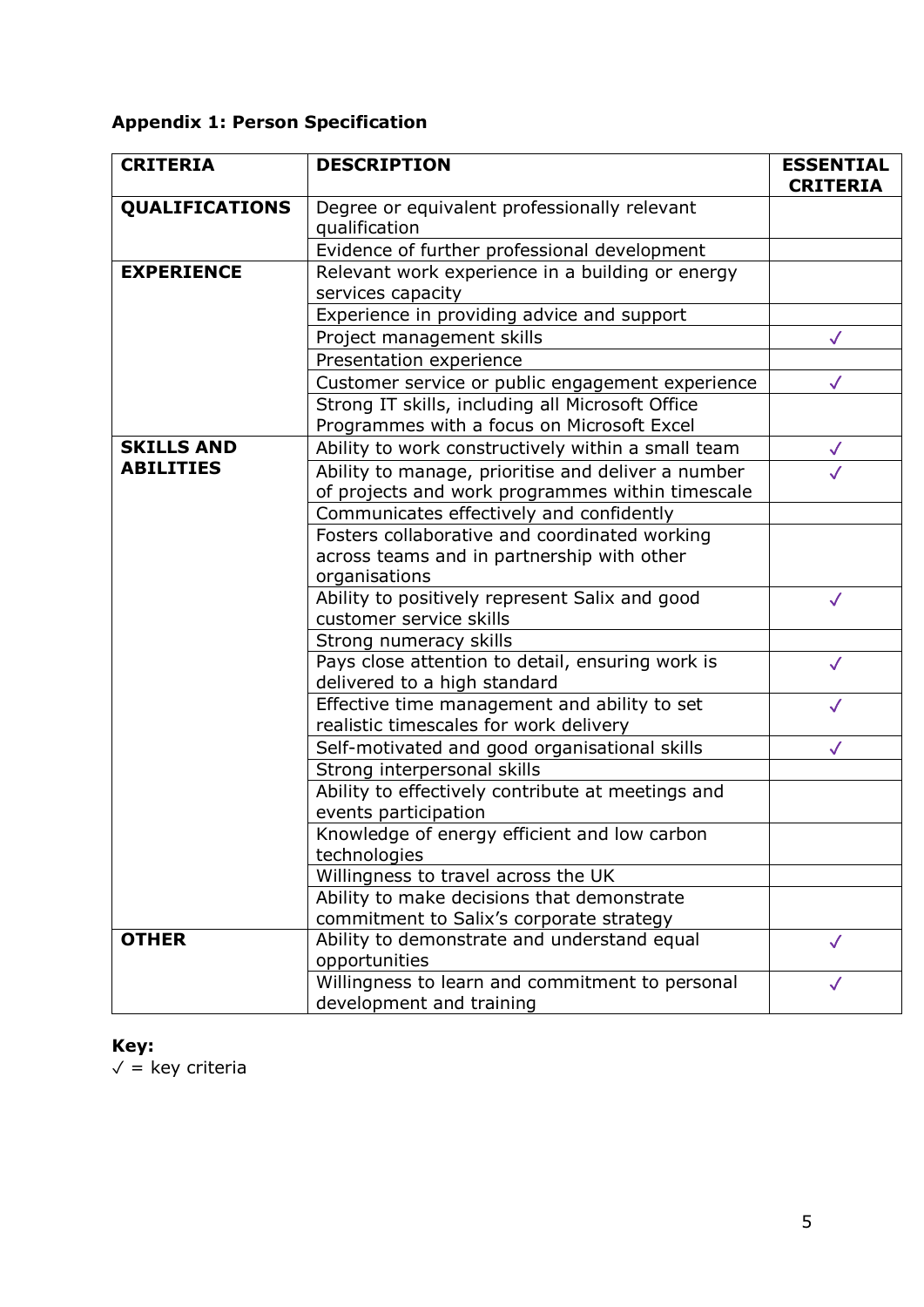**Appendix 1: Person Specification**

| CRITERIA | DESCRIPTION | ESSENTIAL CRITERIA |
|---|---|---|
| **QUALIFICATIONS** | Degree or equivalent professionally relevant qualification | |
| | Evidence of further professional development | |
| **EXPERIENCE** | Relevant work experience in a building or energy services capacity | |
| | Experience in providing advice and support | |
| | Project management skills | ✓ |
| | Presentation experience | |
| | Customer service or public engagement experience | ✓ |
| | Strong IT skills, including all Microsoft Office Programmes with a focus on Microsoft Excel | |
| **SKILLS AND ABILITIES** | Ability to work constructively within a small team | ✓ |
| | Ability to manage, prioritise and deliver a number of projects and work programmes within timescale | ✓ |
| | Communicates effectively and confidently | |
| | Fosters collaborative and coordinated working across teams and in partnership with other organisations | |
| | Ability to positively represent Salix and good customer service skills | ✓ |
| | Strong numeracy skills | |
| | Pays close attention to detail, ensuring work is delivered to a high standard | ✓ |
| | Effective time management and ability to set realistic timescales for work delivery | ✓ |
| | Self-motivated and good organisational skills | ✓ |
| | Strong interpersonal skills | |
| | Ability to effectively contribute at meetings and events participation | |
| | Knowledge of energy efficient and low carbon technologies | |
| | Willingness to travel across the UK | |
| | Ability to make decisions that demonstrate commitment to Salix's corporate strategy | |
| **OTHER** | Ability to demonstrate and understand equal opportunities | ✓ |
| | Willingness to learn and commitment to personal development and training | ✓ |

**Key:**
✓ = key criteria